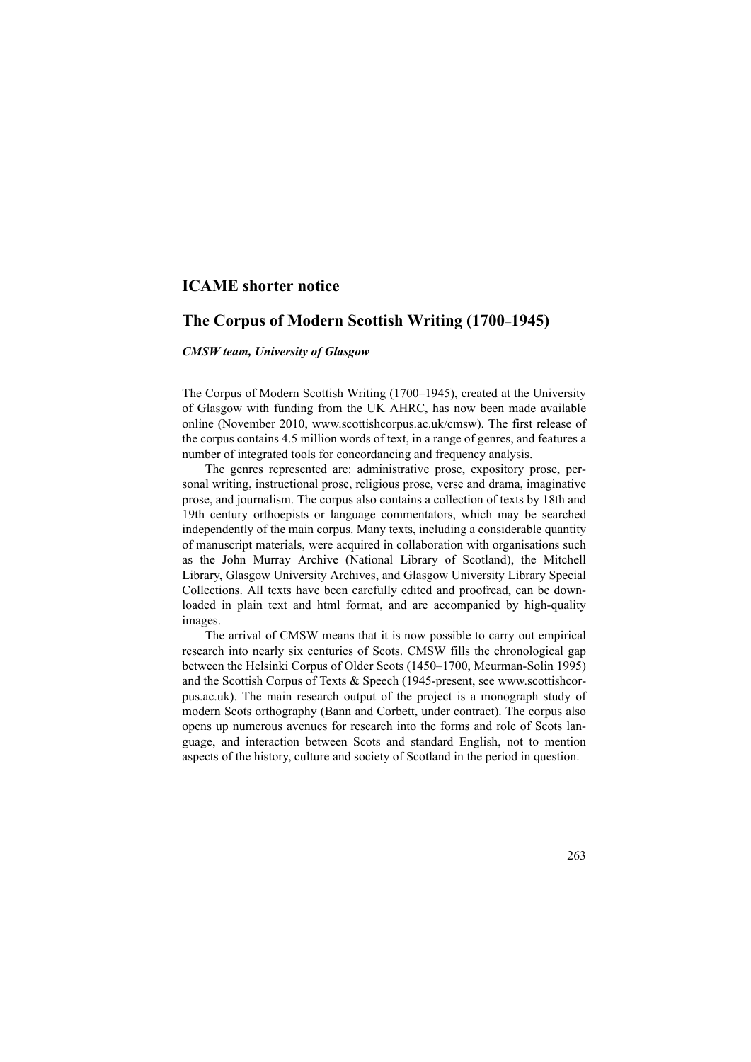## ICAME shorter notice

# The Corpus of Modern Scottish Writing (1700–1945)

***CMSW team, University of Glasgow***

The Corpus of Modern Scottish Writing (1700–1945), created at the University of Glasgow with funding from the UK AHRC, has now been made available online (November 2010, www.scottishcorpus.ac.uk/cmsw). The first release of the corpus contains 4.5 million words of text, in a range of genres, and features a number of integrated tools for concordancing and frequency analysis.

The genres represented are: administrative prose, expository prose, personal writing, instructional prose, religious prose, verse and drama, imaginative prose, and journalism. The corpus also contains a collection of texts by 18th and 19th century orthoepists or language commentators, which may be searched independently of the main corpus. Many texts, including a considerable quantity of manuscript materials, were acquired in collaboration with organisations such as the John Murray Archive (National Library of Scotland), the Mitchell Library, Glasgow University Archives, and Glasgow University Library Special Collections. All texts have been carefully edited and proofread, can be downloaded in plain text and html format, and are accompanied by high-quality images.

The arrival of CMSW means that it is now possible to carry out empirical research into nearly six centuries of Scots. CMSW fills the chronological gap between the Helsinki Corpus of Older Scots (1450–1700, Meurman-Solin 1995) and the Scottish Corpus of Texts & Speech (1945-present, see www.scottishcorpus.ac.uk). The main research output of the project is a monograph study of modern Scots orthography (Bann and Corbett, under contract). The corpus also opens up numerous avenues for research into the forms and role of Scots language, and interaction between Scots and standard English, not to mention aspects of the history, culture and society of Scotland in the period in question.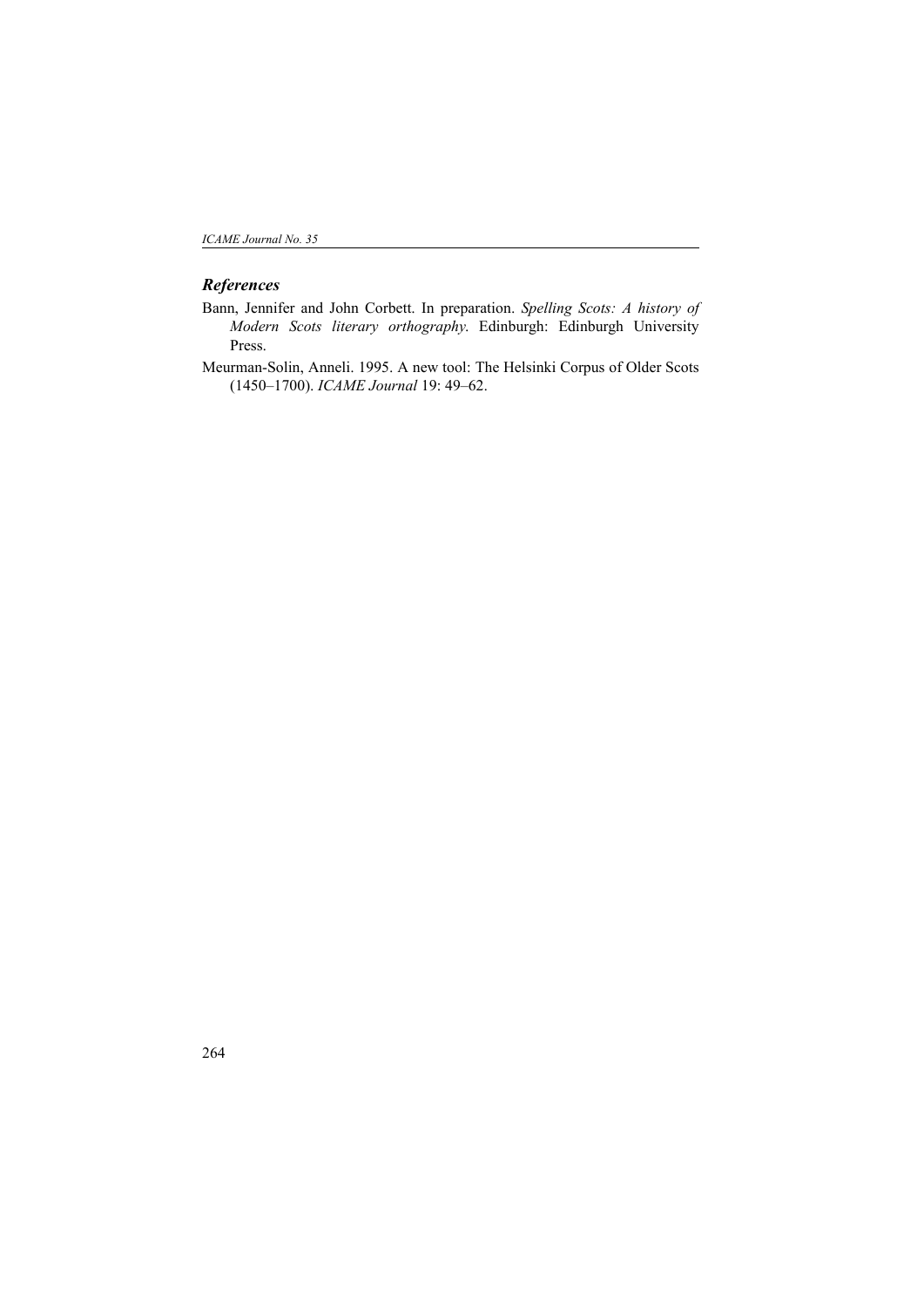## *References*

Bann, Jennifer and John Corbett. In preparation. *Spelling Scots: A history of Modern Scots literary orthography*. Edinburgh: Edinburgh University Press.

Meurman-Solin, Anneli. 1995. A new tool: The Helsinki Corpus of Older Scots (1450–1700). *ICAME Journal* 19: 49–62.